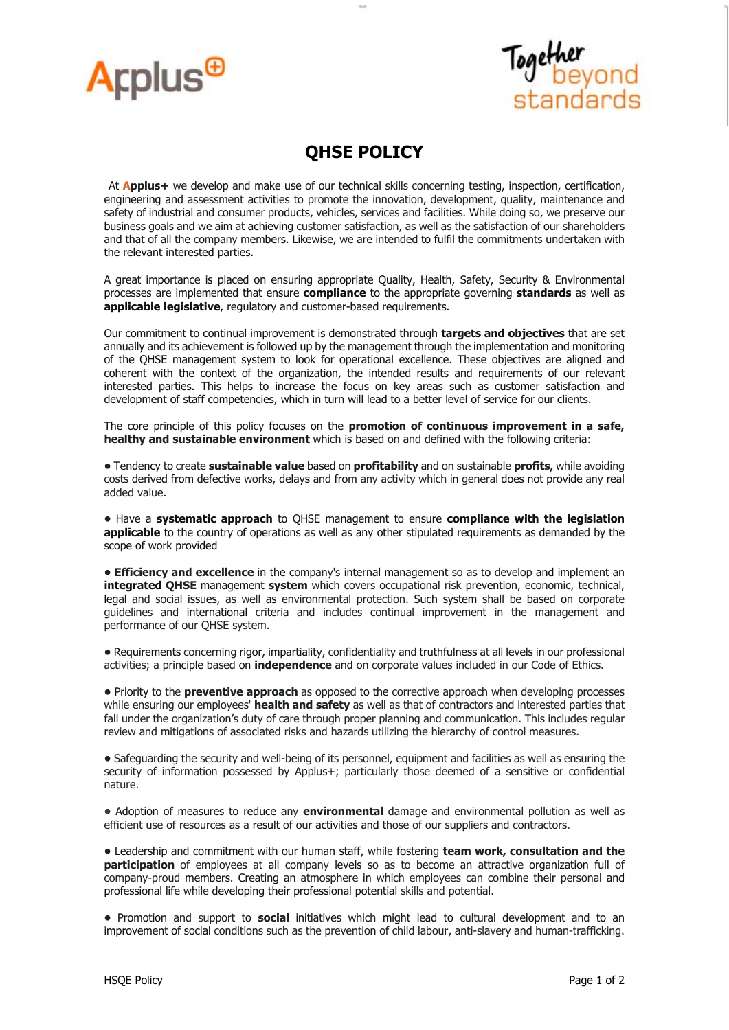# QHSE POLICY

At **Applus+** we develop and make use of our technical skills concerning testing, inspection, certification, engineering and assessment activities to promote the innovation, development, quality, maintenance and safety of industrial and consumer products, vehicles, services and facilities. While doing so, we preserve our business goals and we aim at achieving customer satisfaction, as well as the satisfaction of our shareholders and that of all the company members. Likewise, we are intended to fulfil the commitments undertaken with the relevant interested parties.

A great importance is placed on ensuring appropriate Quality, Health, Safety, Security & Environmental processes are implemented that ensure **compliance** to the appropriate governing **standards** as well as **applicable legislative**, regulatory and customer-based requirements.

Our commitment to continual improvement is demonstrated through **targets and objectives** that are set annually and its achievement is followed up by the management through the implementation and monitoring of the QHSE management system to look for operational excellence. These objectives are aligned and coherent with the context of the organization, the intended results and requirements of our relevant interested parties. This helps to increase the focus on key areas such as customer satisfaction and development of staff competencies, which in turn will lead to a better level of service for our clients.

The core principle of this policy focuses on the **promotion of continuous improvement in a safe, healthy and sustainable environment** which is based on and defined with the following criteria:

- Tendency to create **sustainable value** based on **profitability** and on sustainable **profits,** while avoiding costs derived from defective works, delays and from any activity which in general does not provide any real added value.

- Have a **systematic approach** to QHSE management to ensure **compliance with the legislation applicable** to the country of operations as well as any other stipulated requirements as demanded by the scope of work provided

- **Efficiency and excellence** in the company's internal management so as to develop and implement an **integrated QHSE** management **system** which covers occupational risk prevention, economic, technical, legal and social issues, as well as environmental protection. Such system shall be based on corporate guidelines and international criteria and includes continual improvement in the management and performance of our QHSE system.

- Requirements concerning rigor, impartiality, confidentiality and truthfulness at all levels in our professional activities; a principle based on **independence** and on corporate values included in our Code of Ethics.

- Priority to the **preventive approach** as opposed to the corrective approach when developing processes while ensuring our employees' **health and safety** as well as that of contractors and interested parties that fall under the organization's duty of care through proper planning and communication. This includes regular review and mitigations of associated risks and hazards utilizing the hierarchy of control measures.

- Safeguarding the security and well-being of its personnel, equipment and facilities as well as ensuring the security of information possessed by Applus+; particularly those deemed of a sensitive or confidential nature.

- Adoption of measures to reduce any **environmental** damage and environmental pollution as well as efficient use of resources as a result of our activities and those of our suppliers and contractors.

- Leadership and commitment with our human staff, while fostering **team work, consultation and the participation** of employees at all company levels so as to become an attractive organization full of company-proud members. Creating an atmosphere in which employees can combine their personal and professional life while developing their professional potential skills and potential.

- Promotion and support to **social** initiatives which might lead to cultural development and to an improvement of social conditions such as the prevention of child labour, anti-slavery and human-trafficking.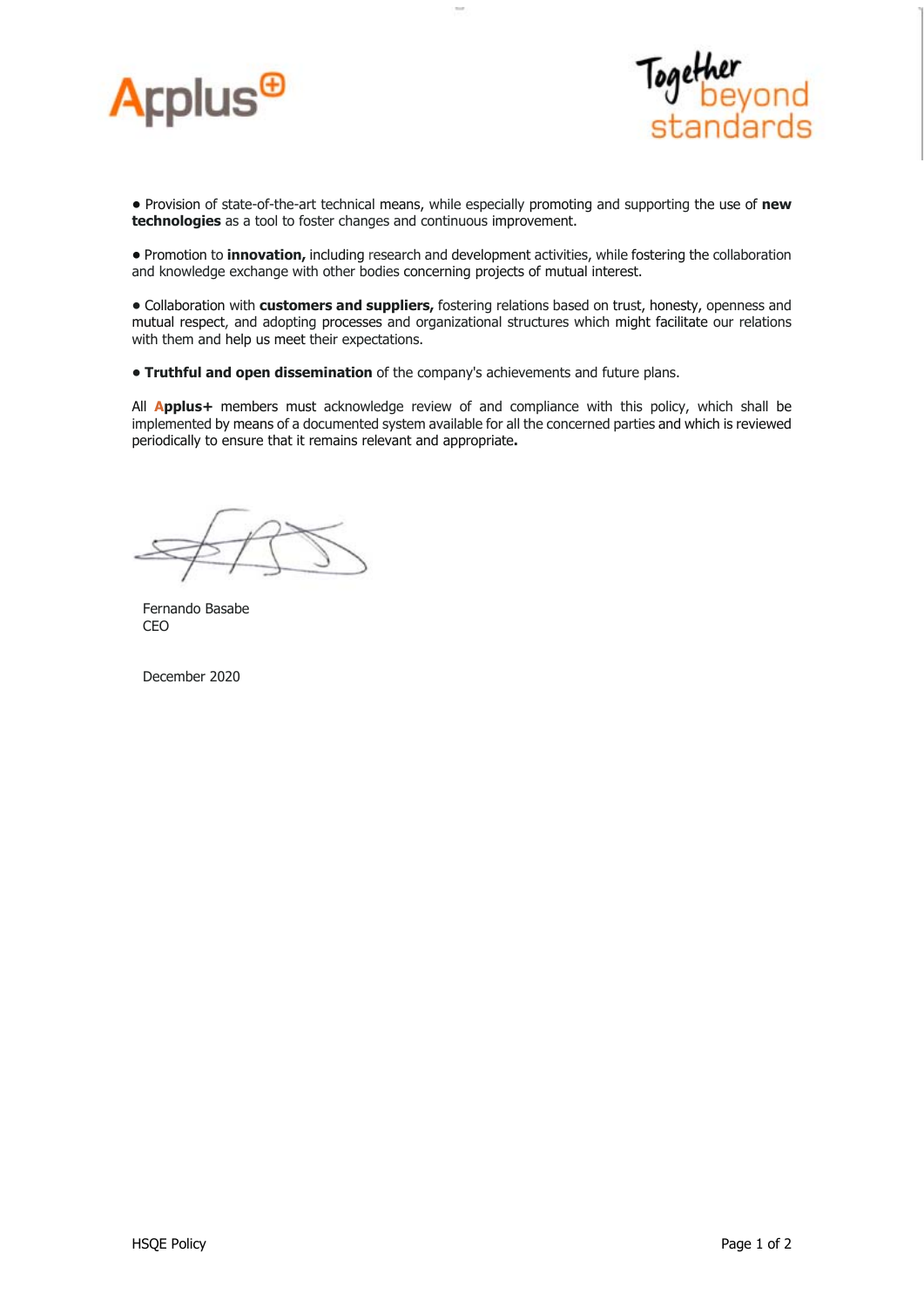- Provision of state-of-the-art technical means, while especially promoting and supporting the use of **new technologies** as a tool to foster changes and continuous improvement.

- Promotion to **innovation,** including research and development activities, while fostering the collaboration and knowledge exchange with other bodies concerning projects of mutual interest.

- Collaboration with **customers and suppliers,** fostering relations based on trust, honesty, openness and mutual respect, and adopting processes and organizational structures which might facilitate our relations with them and help us meet their expectations.

- **Truthful and open dissemination** of the company's achievements and future plans.

All **Applus+** members must acknowledge review of and compliance with this policy, which shall be implemented by means of a documented system available for all the concerned parties and which is reviewed periodically to ensure that it remains relevant and appropriate**.**

Fernando Basabe
CEO

December 2020